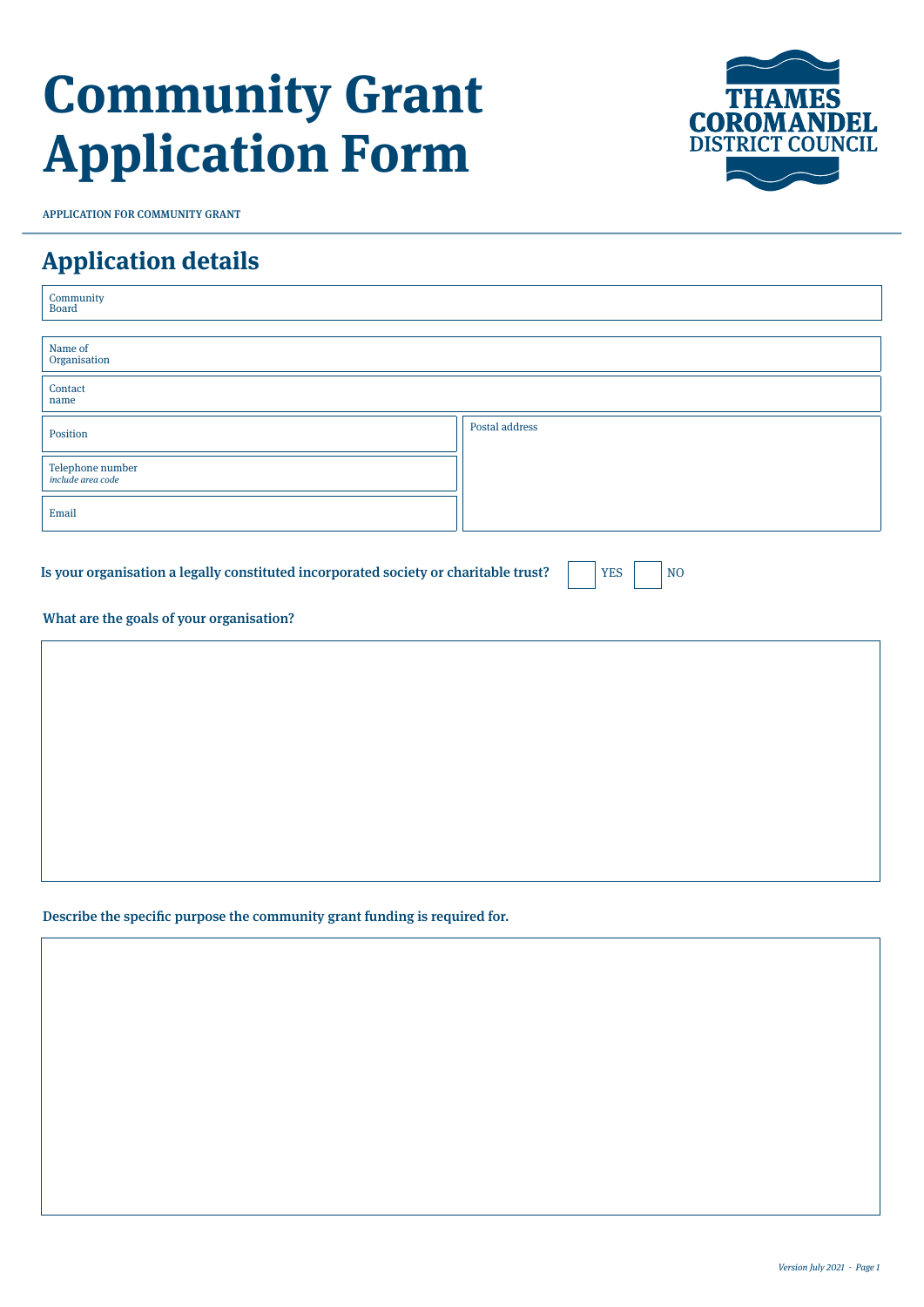# Community Grant Application Form

THAMES COROMANDEL DISTRICT COUNCIL

APPLICATION FOR COMMUNITY GRANT

## Application details

| | |
|---|---|
| Community Board | |
| Name of Organisation | |
| Contact name | |
| Position | Postal address |
| Telephone number *include area code* | |
| Email | |

**Is your organisation a legally constituted incorporated society or charitable trust?** ☐ YES ☐ NO

**What are the goals of your organisation?**

**Describe the specific purpose the community grant funding is required for.**

*Version July 2021*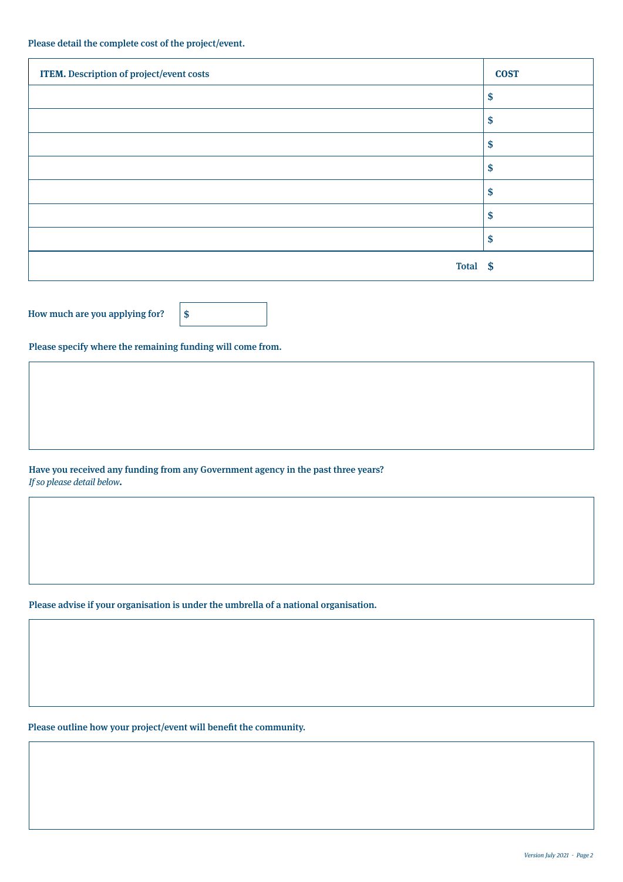**Please detail the complete cost of the project/event.**

| **ITEM.** Description of project/event costs | **COST** |
|---|---|
| | $ |
| | $ |
| | $ |
| | $ |
| | $ |
| | $ |
| | $ |
| **Total** | $ |

**How much are you applying for?** $

**Please specify where the remaining funding will come from.**

**Have you received any funding from any Government agency in the past three years?**
*If so please detail below***.**

**Please advise if your organisation is under the umbrella of a national organisation.**

**Please outline how your project/event will benefit the community.**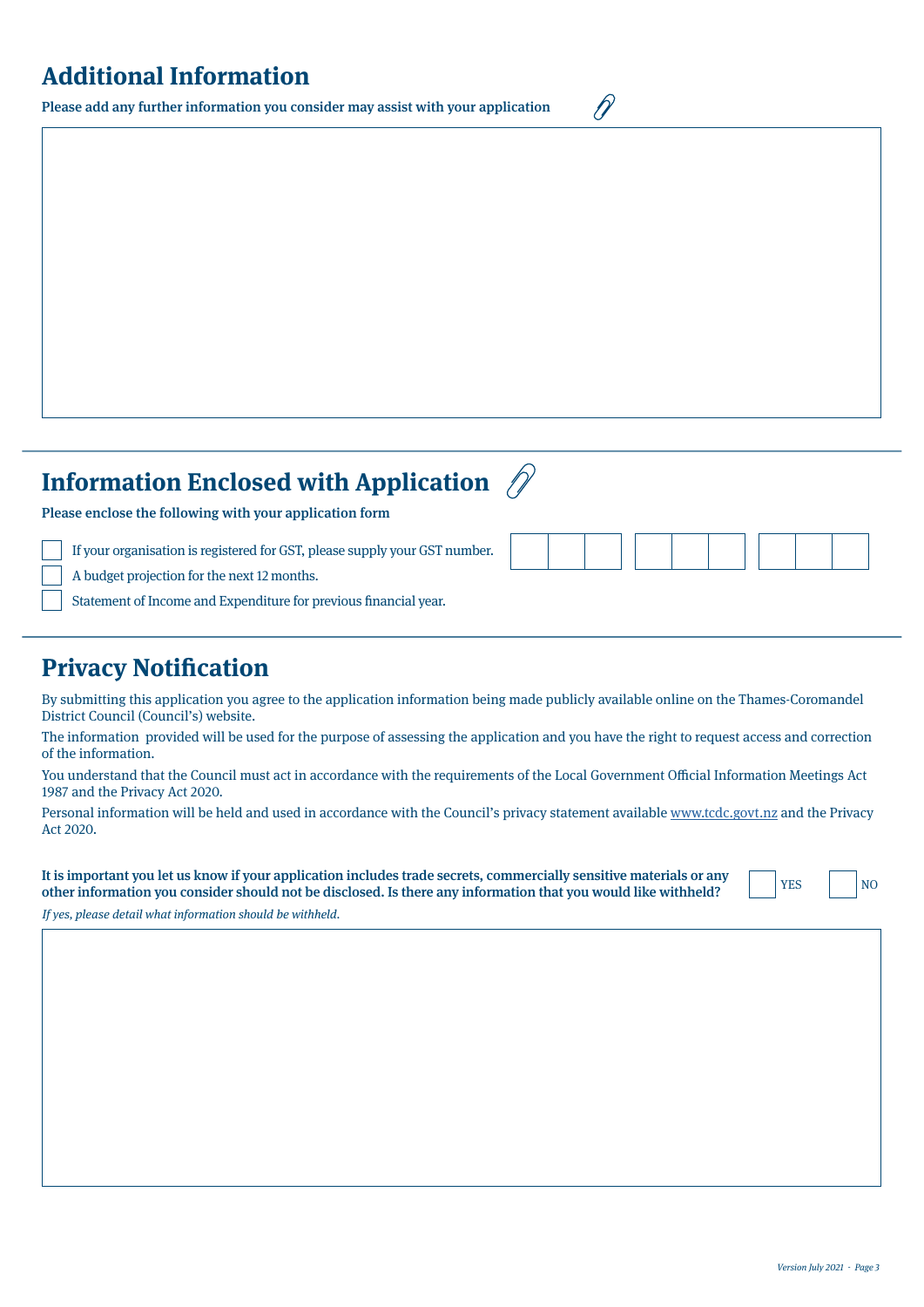## Additional Information

**Please add any further information you consider may assist with your application**

## Information Enclosed with Application

**Please enclose the following with your application form**

- ☐ If your organisation is registered for GST, please supply your GST number. [ ][ ][ ] [ ][ ][ ] [ ][ ][ ]
- ☐ A budget projection for the next 12 months.
- ☐ Statement of Income and Expenditure for previous financial year.

## Privacy Notification

By submitting this application you agree to the application information being made publicly available online on the Thames-Coromandel District Council (Council's) website.

The information provided will be used for the purpose of assessing the application and you have the right to request access and correction of the information.

You understand that the Council must act in accordance with the requirements of the Local Government Official Information Meetings Act 1987 and the Privacy Act 2020.

Personal information will be held and used in accordance with the Council's privacy statement available www.tcdc.govt.nz and the Privacy Act 2020.

**It is important you let us know if your application includes trade secrets, commercially sensitive materials or any other information you consider should not be disclosed. Is there any information that you would like withheld?** ☐ YES ☐ NO

*If yes, please detail what information should be withheld.*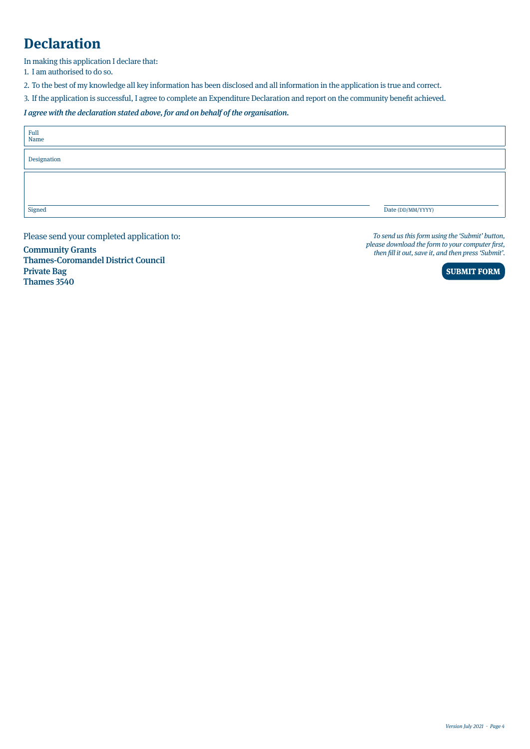# Declaration

In making this application I declare that:

1. I am authorised to do so.
2. To the best of my knowledge all key information has been disclosed and all information in the application is true and correct.
3. If the application is successful, I agree to complete an Expenditure Declaration and report on the community benefit achieved.

***I agree with the declaration stated above, for and on behalf of the organisation.***

Full Name

Designation

Signed

Date (DD/MM/YYYY)

Please send your completed application to:

**Community Grants**
**Thames-Coromandel District Council**
**Private Bag**
**Thames 3540**

*To send us this form using the 'Submit' button, please download the form to your computer first, then fill it out, save it, and then press 'Submit'.*

**SUBMIT FORM**

*Version July 2021*